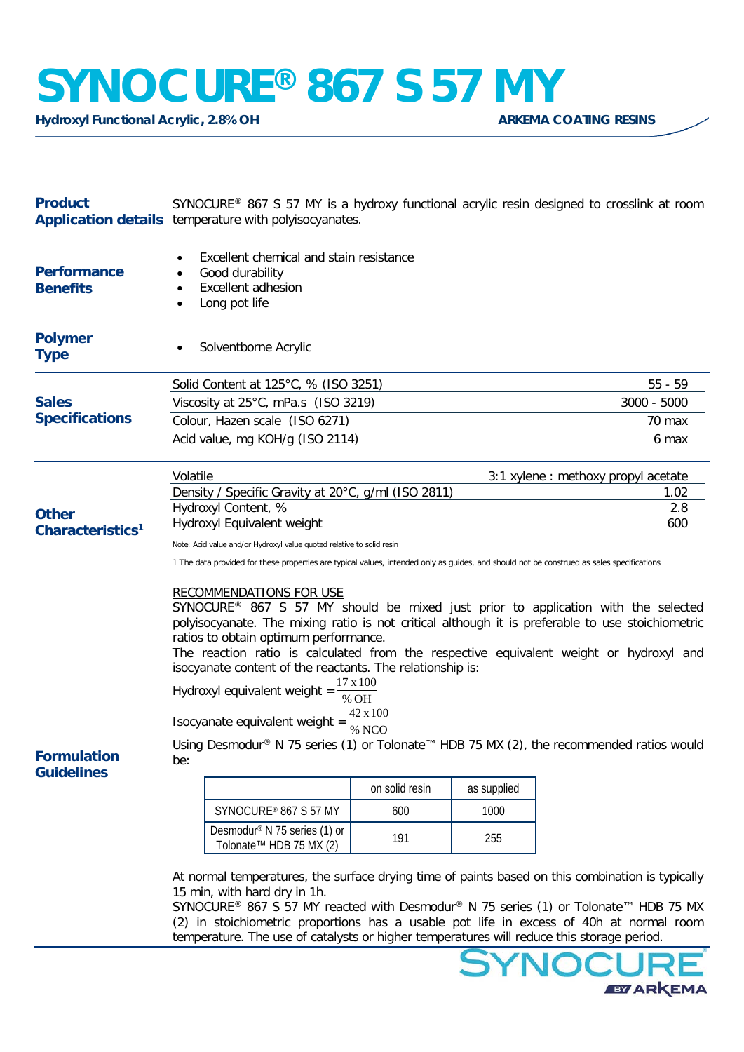# SYNOCURE® 867 S 57 MY

**Hydroxyl Functional Acrylic, 2.8% OH** — **ARKEMA COATING RESINS**

## Product Application details

SYNOCURE® 867 S 57 MY is a hydroxy functional acrylic resin designed to crosslink at room temperature with polyisocyanates.

## Performance Benefits

- Excellent chemical and stain resistance
- Good durability
- Excellent adhesion
- Long pot life

## Polymer Type

- Solventborne Acrylic

## Sales Specifications

| Property | Value |
|---|---|
| Solid Content at 125°C, % (ISO 3251) | 55 - 59 |
| Viscosity at 25°C, mPa.s (ISO 3219) | 3000 - 5000 |
| Colour, Hazen scale (ISO 6271) | 70 max |
| Acid value, mg KOH/g (ISO 2114) | 6 max |

## Other Characteristics[1]

| Property | Value |
|---|---|
| Volatile | 3:1 xylene : methoxy propyl acetate |
| Density / Specific Gravity at 20°C, g/ml (ISO 2811) | 1.02 |
| Hydroxyl Content, % | 2.8 |
| Hydroxyl Equivalent weight | 600 |

Note: Acid value and/or Hydroxyl value quoted relative to solid resin

1 The data provided for these properties are typical values, intended only as guides, and should not be construed as sales specifications

## Formulation Guidelines

RECOMMENDATIONS FOR USE

SYNOCURE® 867 S 57 MY should be mixed just prior to application with the selected polyisocyanate. The mixing ratio is not critical although it is preferable to use stoichiometric ratios to obtain optimum performance.

The reaction ratio is calculated from the respective equivalent weight or hydroxyl and isocyanate content of the reactants. The relationship is:

$$\text{Hydroxyl equivalent weight} = \frac{17 \times 100}{\%\,OH}$$

$$\text{Isocyanate equivalent weight} = \frac{42 \times 100}{\%\,NCO}$$

Using Desmodur® N 75 series (1) or Tolonate™ HDB 75 MX (2), the recommended ratios would be:

| | on solid resin | as supplied |
|---|---|---|
| SYNOCURE® 867 S 57 MY | 600 | 1000 |
| Desmodur® N 75 series (1) or Tolonate™ HDB 75 MX (2) | 191 | 255 |

At normal temperatures, the surface drying time of paints based on this combination is typically 15 min, with hard dry in 1h.

SYNOCURE® 867 S 57 MY reacted with Desmodur® N 75 series (1) or Tolonate™ HDB 75 MX (2) in stoichiometric proportions has a usable pot life in excess of 40h at normal room temperature. The use of catalysts or higher temperatures will reduce this storage period.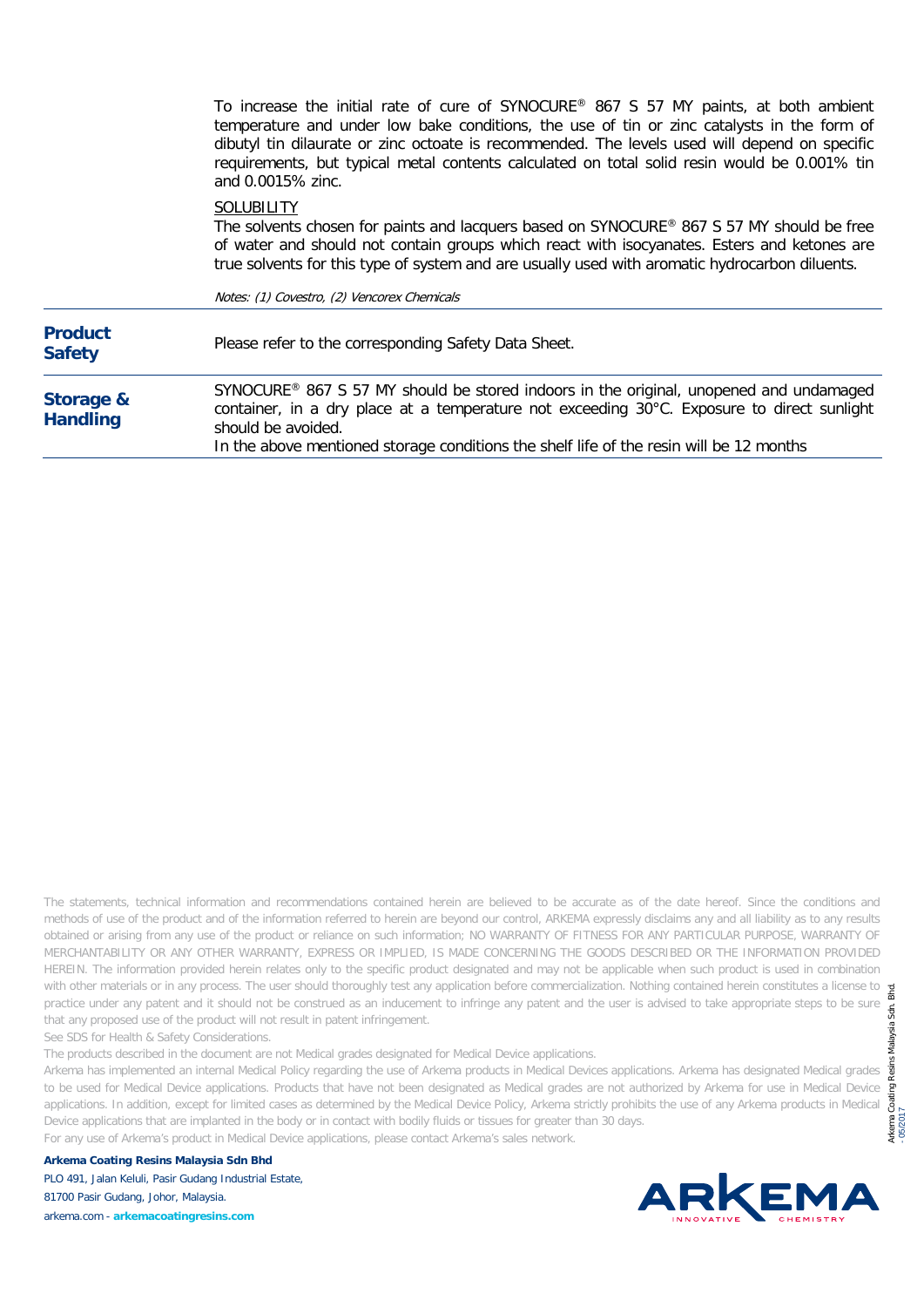To increase the initial rate of cure of SYNOCURE® 867 S 57 MY paints, at both ambient temperature and under low bake conditions, the use of tin or zinc catalysts in the form of dibutyl tin dilaurate or zinc octoate is recommended. The levels used will depend on specific requirements, but typical metal contents calculated on total solid resin would be 0.001% tin and 0.0015% zinc.

SOLUBILITY

The solvents chosen for paints and lacquers based on SYNOCURE® 867 S 57 MY should be free of water and should not contain groups which react with isocyanates. Esters and ketones are true solvents for this type of system and are usually used with aromatic hydrocarbon diluents.

*Notes: (1) Covestro, (2) Vencorex Chemicals*

## Product Safety

Please refer to the corresponding Safety Data Sheet.

## Storage & Handling

SYNOCURE® 867 S 57 MY should be stored indoors in the original, unopened and undamaged container, in a dry place at a temperature not exceeding 30°C. Exposure to direct sunlight should be avoided.

In the above mentioned storage conditions the shelf life of the resin will be 12 months

The statements, technical information and recommendations contained herein are believed to be accurate as of the date hereof. Since the conditions and methods of use of the product and of the information referred to herein are beyond our control, ARKEMA expressly disclaims any and all liability as to any results obtained or arising from any use of the product or reliance on such information; NO WARRANTY OF FITNESS FOR ANY PARTICULAR PURPOSE, WARRANTY OF MERCHANTABILITY OR ANY OTHER WARRANTY, EXPRESS OR IMPLIED, IS MADE CONCERNING THE GOODS DESCRIBED OR THE INFORMATION PROVIDED HEREIN. The information provided herein relates only to the specific product designated and may not be applicable when such product is used in combination with other materials or in any process. The user should thoroughly test any application before commercialization. Nothing contained herein constitutes a license to practice under any patent and it should not be construed as an inducement to infringe any patent and the user is advised to take appropriate steps to be sure that any proposed use of the product will not result in patent infringement.

See SDS for Health & Safety Considerations.

The products described in the document are not Medical grades designated for Medical Device applications.

Arkema has implemented an internal Medical Policy regarding the use of Arkema products in Medical Devices applications. Arkema has designated Medical grades to be used for Medical Device applications. Products that have not been designated as Medical grades are not authorized by Arkema for use in Medical Device applications. In addition, except for limited cases as determined by the Medical Device Policy, Arkema strictly prohibits the use of any Arkema products in Medical Device applications that are implanted in the body or in contact with bodily fluids or tissues for greater than 30 days.

For any use of Arkema's product in Medical Device applications, please contact Arkema's sales network.

**Arkema Coating Resins Malaysia Sdn Bhd**
PLO 491, Jalan Keluli, Pasir Gudang Industrial Estate,
81700 Pasir Gudang, Johor, Malaysia.
arkema.com - **arkemacoatingresins.com**

ARKEMA INNOVATIVE CHEMISTRY

Arkema Coating Resins Malaysia Sdn. Bhd. - 05/2017